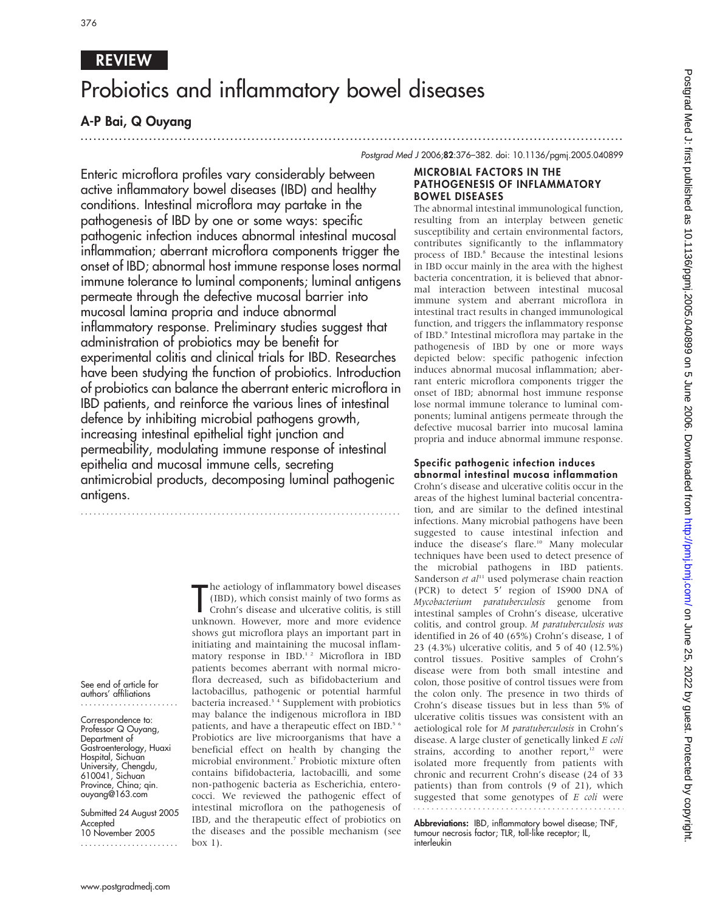REVIEW

# Probiotics and inflammatory bowel diseases

## A-P Bai, Q Ouyang

Enteric microflora profiles vary considerably between active inflammatory bowel diseases (IBD) and healthy conditions. Intestinal microflora may partake in the pathogenesis of IBD by one or some ways: specific pathogenic infection induces abnormal intestinal mucosal inflammation; aberrant microflora components trigger the onset of IBD; abnormal host immune response loses normal immune tolerance to luminal components; luminal antigens permeate through the defective mucosal barrier into mucosal lamina propria and induce abnormal inflammatory response. Preliminary studies suggest that administration of probiotics may be benefit for experimental colitis and clinical trials for IBD. Researches have been studying the function of probiotics. Introduction of probiotics can balance the aberrant enteric microflora in IBD patients, and reinforce the various lines of intestinal defence by inhibiting microbial pathogens growth, increasing intestinal epithelial tight junction and permeability, modulating immune response of intestinal epithelia and mucosal immune cells, secreting antimicrobial products, decomposing luminal pathogenic antigens.

See end of article for authors' affiliations

Correspondence to: Professor Q Ouyang, Department of Gastroenterology, Huaxi Hospital, Sichuan University, Chengdu, 610041, Sichuan Province, China; qin.ouyang@163.com

Submitted 24 August 2005
Accepted 10 November 2005

The aetiology of inflammatory bowel diseases (IBD), which consist mainly of two forms as Crohn's disease and ulcerative colitis, is still unknown. However, more and more evidence shows gut microflora plays an important part in initiating and maintaining the mucosal inflammatory response in IBD.[1 2] Microflora in IBD patients becomes aberrant with normal microflora decreased, such as bifidobacterium and lactobacillus, pathogenic or potential harmful bacteria increased.[3 4] Supplement with probiotics may balance the indigenous microflora in IBD patients, and have a therapeutic effect on IBD.[5 6] Probiotics are live microorganisms that have a beneficial effect on health by changing the microbial environment.[7] Probiotic mixture often contains bifidobacteria, lactobacilli, and some non-pathogenic bacteria as Escherichia, enterococci. We reviewed the pathogenic effect of intestinal microflora on the pathogenesis of IBD, and the therapeutic effect of probiotics on the diseases and the possible mechanism (see box 1).

## MICROBIAL FACTORS IN THE PATHOGENESIS OF INFLAMMATORY BOWEL DISEASES

The abnormal intestinal immunological function, resulting from an interplay between genetic susceptibility and certain environmental factors, contributes significantly to the inflammatory process of IBD.[8] Because the intestinal lesions in IBD occur mainly in the area with the highest bacteria concentration, it is believed that abnormal interaction between intestinal mucosal immune system and aberrant microflora in intestinal tract results in changed immunological function, and triggers the inflammatory response of IBD.[9] Intestinal microflora may partake in the pathogenesis of IBD by one or more ways depicted below: specific pathogenic infection induces abnormal mucosal inflammation; aberrant enteric microflora components trigger the onset of IBD; abnormal host immune response lose normal immune tolerance to luminal components; luminal antigens permeate through the defective mucosal barrier into mucosal lamina propria and induce abnormal immune response.

### Specific pathogenic infection induces abnormal intestinal mucosa inflammation

Crohn's disease and ulcerative colitis occur in the areas of the highest luminal bacterial concentration, and are similar to the defined intestinal infections. Many microbial pathogens have been suggested to cause intestinal infection and induce the disease's flare.[10] Many molecular techniques have been used to detect presence of the microbial pathogens in IBD patients. Sanderson *et al*[11] used polymerase chain reaction (PCR) to detect 5′ region of IS900 DNA of *Mycobacterium paratuberculosis* genome from intestinal samples of Crohn's disease, ulcerative colitis, and control group. *M paratuberculosis was* identified in 26 of 40 (65%) Crohn's disease, 1 of 23 (4.3%) ulcerative colitis, and 5 of 40 (12.5%) control tissues. Positive samples of Crohn's disease were from both small intestine and colon, those positive of control tissues were from the colon only. The presence in two thirds of Crohn's disease tissues but in less than 5% of ulcerative colitis tissues was consistent with an aetiological role for *M paratuberculosis* in Crohn's disease. A large cluster of genetically linked *E coli* strains, according to another report,[12] were isolated more frequently from patients with chronic and recurrent Crohn's disease (24 of 33 patients) than from controls (9 of 21), which suggested that some genotypes of *E coli* were

**Abbreviations:** IBD, inflammatory bowel disease; TNF, tumour necrosis factor; TLR, toll-like receptor; IL, interleukin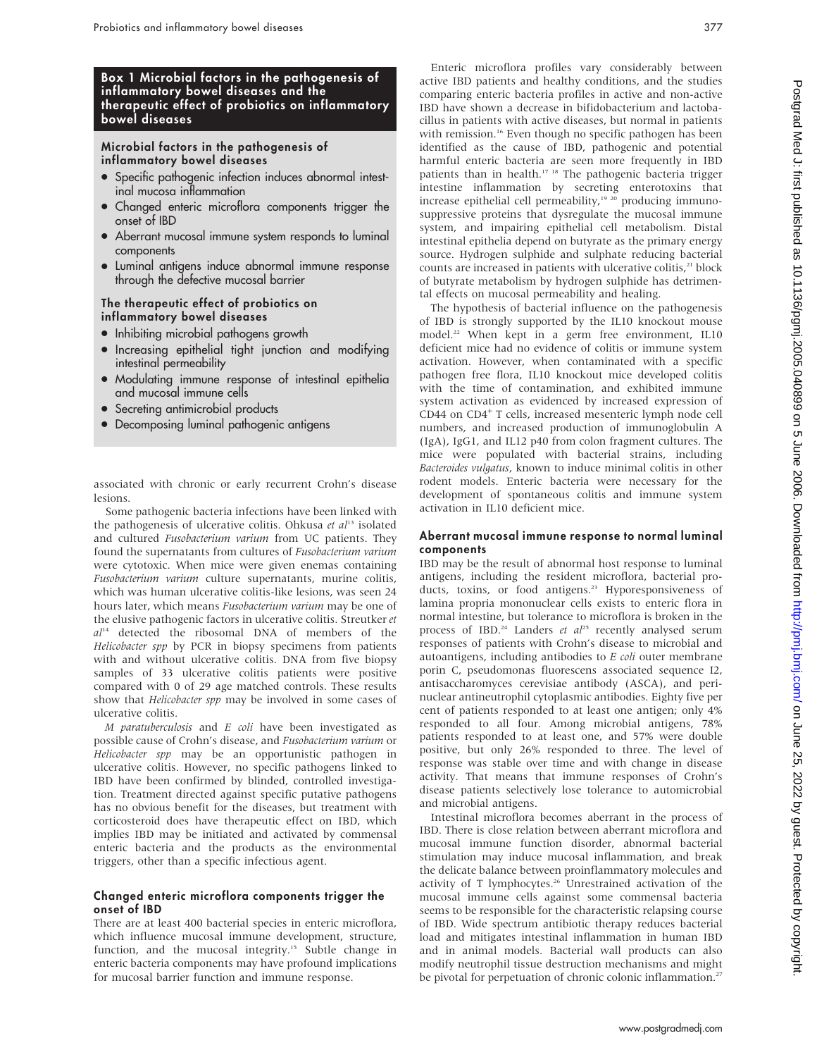## Box 1 Microbial factors in the pathogenesis of inflammatory bowel diseases and the therapeutic effect of probiotics on inflammatory bowel diseases

### Microbial factors in the pathogenesis of inflammatory bowel diseases

- Specific pathogenic infection induces abnormal intestinal mucosa inflammation
- Changed enteric microflora components trigger the onset of IBD
- Aberrant mucosal immune system responds to luminal components
- Luminal antigens induce abnormal immune response through the defective mucosal barrier

### The therapeutic effect of probiotics on inflammatory bowel diseases

- Inhibiting microbial pathogens growth
- Increasing epithelial tight junction and modifying intestinal permeability
- Modulating immune response of intestinal epithelia and mucosal immune cells
- Secreting antimicrobial products
- Decomposing luminal pathogenic antigens

associated with chronic or early recurrent Crohn's disease lesions.

Some pathogenic bacteria infections have been linked with the pathogenesis of ulcerative colitis. Ohkusa *et al*[13] isolated and cultured *Fusobacterium varium* from UC patients. They found the supernatants from cultures of *Fusobacterium varium* were cytotoxic. When mice were given enemas containing *Fusobacterium varium* culture supernatants, murine colitis, which was human ulcerative colitis-like lesions, was seen 24 hours later, which means *Fusobacterium varium* may be one of the elusive pathogenic factors in ulcerative colitis. Streutker *et al*[14] detected the ribosomal DNA of members of the *Helicobacter spp* by PCR in biopsy specimens from patients with and without ulcerative colitis. DNA from five biopsy samples of 33 ulcerative colitis patients were positive compared with 0 of 29 age matched controls. These results show that *Helicobacter spp* may be involved in some cases of ulcerative colitis.

*M paratuberculosis* and *E coli* have been investigated as possible cause of Crohn's disease, and *Fusobacterium varium* or *Helicobacter spp* may be an opportunistic pathogen in ulcerative colitis. However, no specific pathogens linked to IBD have been confirmed by blinded, controlled investigation. Treatment directed against specific putative pathogens has no obvious benefit for the diseases, but treatment with corticosteroid does have therapeutic effect on IBD, which implies IBD may be initiated and activated by commensal enteric bacteria and the products as the environmental triggers, other than a specific infectious agent.

### Changed enteric microflora components trigger the onset of IBD

There are at least 400 bacterial species in enteric microflora, which influence mucosal immune development, structure, function, and the mucosal integrity.[15] Subtle change in enteric bacteria components may have profound implications for mucosal barrier function and immune response.

Enteric microflora profiles vary considerably between active IBD patients and healthy conditions, and the studies comparing enteric bacteria profiles in active and non-active IBD have shown a decrease in bifidobacterium and lactobacillus in patients with active diseases, but normal in patients with remission.[16] Even though no specific pathogen has been identified as the cause of IBD, pathogenic and potential harmful enteric bacteria are seen more frequently in IBD patients than in health.[17,18] The pathogenic bacteria trigger intestine inflammation by secreting enterotoxins that increase epithelial cell permeability,[19,20] producing immunosuppressive proteins that dysregulate the mucosal immune system, and impairing epithelial cell metabolism. Distal intestinal epithelia depend on butyrate as the primary energy source. Hydrogen sulphide and sulphate reducing bacterial counts are increased in patients with ulcerative colitis,[21] block of butyrate metabolism by hydrogen sulphide has detrimental effects on mucosal permeability and healing.

The hypothesis of bacterial influence on the pathogenesis of IBD is strongly supported by the IL10 knockout mouse model.[22] When kept in a germ free environment, IL10 deficient mice had no evidence of colitis or immune system activation. However, when contaminated with a specific pathogen free flora, IL10 knockout mice developed colitis with the time of contamination, and exhibited immune system activation as evidenced by increased expression of CD44 on $CD4^+$ T cells, increased mesenteric lymph node cell numbers, and increased production of immunoglobulin A (IgA), IgG1, and IL12 p40 from colon fragment cultures. The mice were populated with bacterial strains, including *Bacteroides vulgatus*, known to induce minimal colitis in other rodent models. Enteric bacteria were necessary for the development of spontaneous colitis and immune system activation in IL10 deficient mice.

### Aberrant mucosal immune response to normal luminal components

IBD may be the result of abnormal host response to luminal antigens, including the resident microflora, bacterial products, toxins, or food antigens.[23] Hyporesponsiveness of lamina propria mononuclear cells exists to enteric flora in normal intestine, but tolerance to microflora is broken in the process of IBD.[24] Landers *et al*[25] recently analysed serum responses of patients with Crohn's disease to microbial and autoantigens, including antibodies to *E coli* outer membrane porin C, pseudomonas fluorescens associated sequence I2, antisaccharomyces cerevisiae antibody (ASCA), and perinuclear antineutrophil cytoplasmic antibodies. Eighty five per cent of patients responded to at least one antigen; only 4% responded to all four. Among microbial antigens, 78% patients responded to at least one, and 57% were double positive, but only 26% responded to three. The level of response was stable over time and with change in disease activity. That means that immune responses of Crohn's disease patients selectively lose tolerance to automicrobial and microbial antigens.

Intestinal microflora becomes aberrant in the process of IBD. There is close relation between aberrant microflora and mucosal immune function disorder, abnormal bacterial stimulation may induce mucosal inflammation, and break the delicate balance between proinflammatory molecules and activity of T lymphocytes.[26] Unrestrained activation of the mucosal immune cells against some commensal bacteria seems to be responsible for the characteristic relapsing course of IBD. Wide spectrum antibiotic therapy reduces bacterial load and mitigates intestinal inflammation in human IBD and in animal models. Bacterial wall products can also modify neutrophil tissue destruction mechanisms and might be pivotal for perpetuation of chronic colonic inflammation.[27]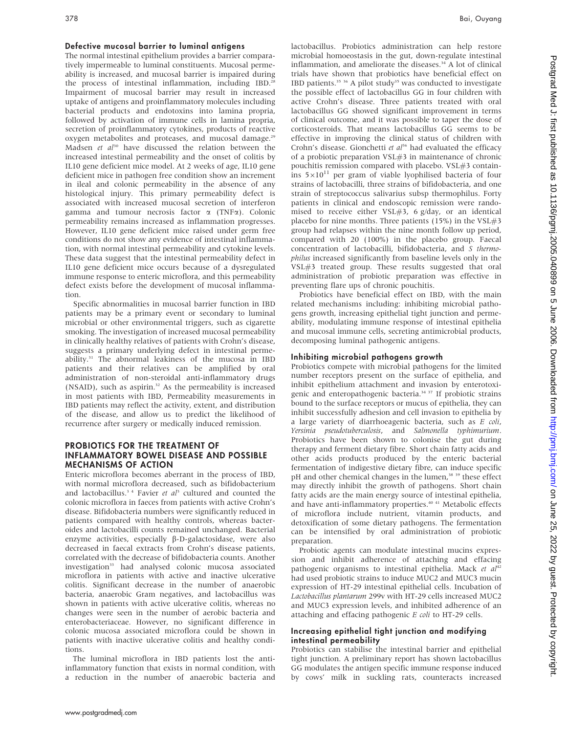### Defective mucosal barrier to luminal antigens

The normal intestinal epithelium provides a barrier comparatively impermeable to luminal constituents. Mucosal permeability is increased, and mucosal barrier is impaired during the process of intestinal inflammation, including IBD.[28] Impairment of mucosal barrier may result in increased uptake of antigens and proinflammatory molecules including bacterial products and endotoxins into lamina propria, followed by activation of immune cells in lamina propria, secretion of proinflammatory cytokines, products of reactive oxygen metabolites and proteases, and mucosal damage.[29] Madsen *et al*[30] have discussed the relation between the increased intestinal permeability and the onset of colitis by IL10 gene deficient mice model. At 2 weeks of age, IL10 gene deficient mice in pathogen free condition show an increment in ileal and colonic permeability in the absence of any histological injury. This primary permeability defect is associated with increased mucosal secretion of interferon gamma and tumour necrosis factor α (TNFα). Colonic permeability remains increased as inflammation progresses. However, IL10 gene deficient mice raised under germ free conditions do not show any evidence of intestinal inflammation, with normal intestinal permeability and cytokine levels. These data suggest that the intestinal permeability defect in IL10 gene deficient mice occurs because of a dysregulated immune response to enteric microflora, and this permeability defect exists before the development of mucosal inflammation.

Specific abnormalities in mucosal barrier function in IBD patients may be a primary event or secondary to luminal microbial or other environmental triggers, such as cigarette smoking. The investigation of increased mucosal permeability in clinically healthy relatives of patients with Crohn's disease, suggests a primary underlying defect in intestinal permeability.[31] The abnormal leakiness of the mucosa in IBD patients and their relatives can be amplified by oral administration of non-steroidal anti-inflammatory drugs (NSAID), such as aspirin.[32] As the permeability is increased in most patients with IBD, Permeability measurements in IBD patients may reflect the activity, extent, and distribution of the disease, and allow us to predict the likelihood of recurrence after surgery or medically induced remission.

## PROBIOTICS FOR THE TREATMENT OF INFLAMMATORY BOWEL DISEASE AND POSSIBLE MECHANISMS OF ACTION

Enteric microflora becomes aberrant in the process of IBD, with normal microflora decreased, such as bifidobacterium and lactobacillus.[3,4] Favier *et al*[3] cultured and counted the colonic microflora in faeces from patients with active Crohn's disease. Bifidobacteria numbers were significantly reduced in patients compared with healthy controls, whereas bacteroides and lactobacilli counts remained unchanged. Bacterial enzyme activities, especially β-D-galactosidase, were also decreased in faecal extracts from Crohn's disease patients, correlated with the decrease of bifidobacteria counts. Another investigation[33] had analysed colonic mucosa associated microflora in patients with active and inactive ulcerative colitis. Significant decrease in the number of anaerobic bacteria, anaerobic Gram negatives, and lactobacillus was shown in patients with active ulcerative colitis, whereas no changes were seen in the number of aerobic bacteria and enterobacteriaceae. However, no significant difference in colonic mucosa associated microflora could be shown in patients with inactive ulcerative colitis and healthy conditions.

The luminal microflora in IBD patients lost the anti-inflammatory function that exists in normal condition, with a reduction in the number of anaerobic bacteria and lactobacillus. Probiotics administration can help restore microbial homoeostasis in the gut, down-regulate intestinal inflammation, and ameliorate the diseases.[34] A lot of clinical trials have shown that probiotics have beneficial effect on IBD patients.[35,36] A pilot study[35] was conducted to investigate the possible effect of lactobacillus GG in four children with active Crohn's disease. Three patients treated with oral lactobacillus GG showed significant improvement in terms of clinical outcome, and it was possible to taper the dose of corticosteroids. That means lactobacillus GG seems to be effective in improving the clinical status of children with Crohn's disease. Gionchetti *et al*[36] had evaluated the efficacy of a probiotic preparation VSL#3 in maintenance of chronic pouchitis remission compared with placebo. VSL#3 contains $5\times10^{11}$ per gram of viable lyophilised bacteria of four strains of lactobacilli, three strains of bifidobacteria, and one strain of streptococcus salivarius subsp thermophilus. Forty patients in clinical and endoscopic remission were randomised to receive either VSL#3, 6 g/day, or an identical placebo for nine months. Three patients (15%) in the VSL#3 group had relapses within the nine month follow up period, compared with 20 (100%) in the placebo group. Faecal concentration of lactobacilli, bifidobacteria, and *S thermophilus* increased significantly from baseline levels only in the VSL#3 treated group. These results suggested that oral administration of probiotic preparation was effective in preventing flare ups of chronic pouchitis.

Probiotics have beneficial effect on IBD, with the main related mechanisms including: inhibiting microbial pathogens growth, increasing epithelial tight junction and permeability, modulating immune response of intestinal epithelia and mucosal immune cells, secreting antimicrobial products, decomposing luminal pathogenic antigens.

### Inhibiting microbial pathogens growth

Probiotics compete with microbial pathogens for the limited number receptors present on the surface of epithelia, and inhibit epithelium attachment and invasion by enterotoxigenic and enteropathogenic bacteria.[34,37] If probiotic strains bound to the surface receptors or mucus of epithelia, they can inhibit successfully adhesion and cell invasion to epithelia by a large variety of diarrhoeagenic bacteria, such as *E coli*, *Yersinia pseudotuberculosis*, and *Salmonella typhimurium*. Probiotics have been shown to colonise the gut during therapy and ferment dietary fibre. Short chain fatty acids and other acids products produced by the enteric bacterial fermentation of indigestive dietary fibre, can induce specific pH and other chemical changes in the lumen,[38,39] these effect may directly inhibit the growth of pathogens. Short chain fatty acids are the main energy source of intestinal epithelia, and have anti-inflammatory properties.[40,41] Metabolic effects of microflora include nutrient, vitamin products, and detoxification of some dietary pathogens. The fermentation can be intensified by oral administration of probiotic preparation.

Probiotic agents can modulate intestinal mucins expression and inhibit adherence of attaching and effacing pathogenic organisms to intestinal epithelia. Mack *et al*[42] had used probiotic strains to induce MUC2 and MUC3 mucin expression of HT-29 intestinal epithelial cells. Incubation of *Lactobacillus plantarum* 299v with HT-29 cells increased MUC2 and MUC3 expression levels, and inhibited adherence of an attaching and effacing pathogenic *E coli* to HT-29 cells.

### Increasing epithelial tight junction and modifying intestinal permeability

Probiotics can stabilise the intestinal barrier and epithelial tight junction. A preliminary report has shown lactobacillus GG modulates the antigen specific immune response induced by cows' milk in suckling rats, counteracts increased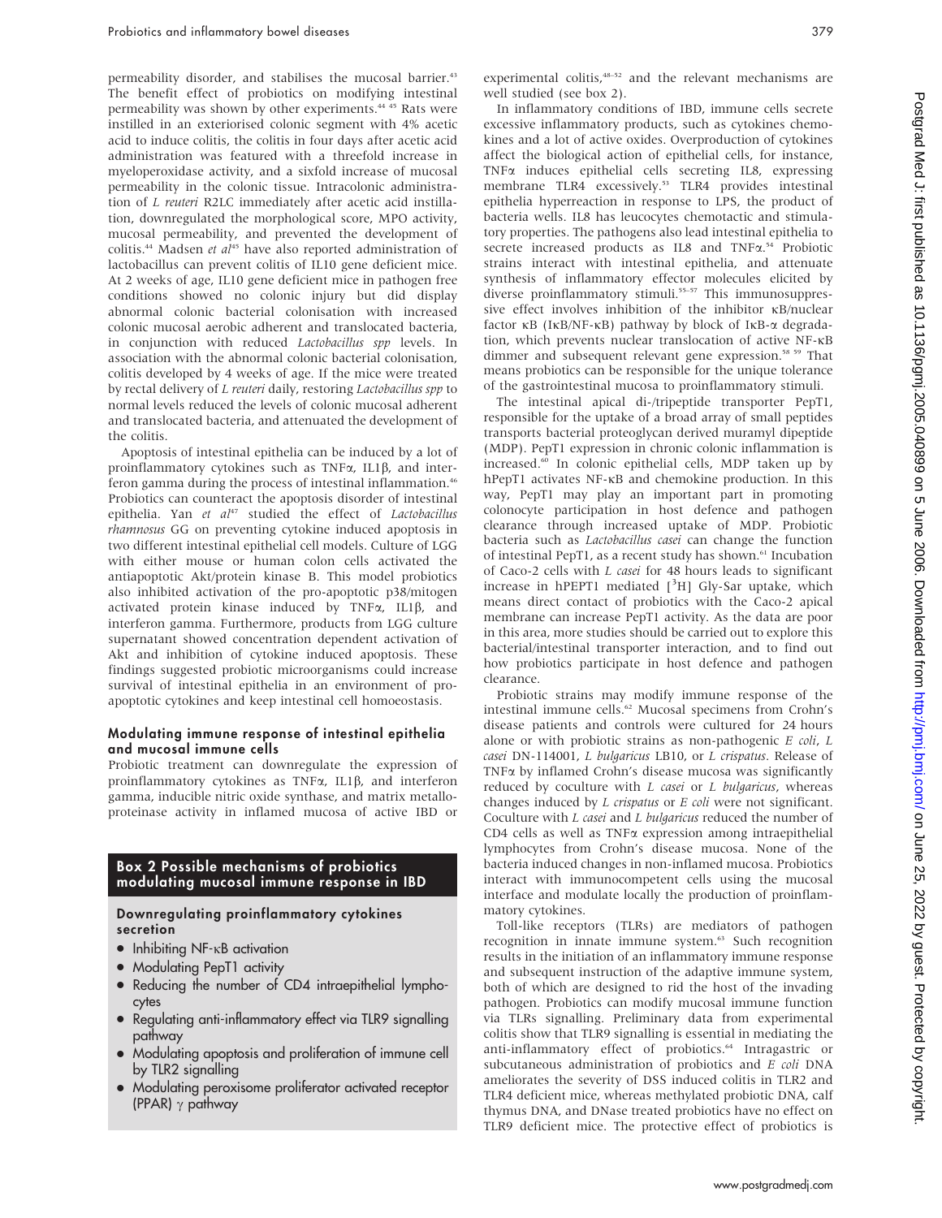permeability disorder, and stabilises the mucosal barrier.[43] The benefit effect of probiotics on modifying intestinal permeability was shown by other experiments.[44 45] Rats were instilled in an exteriorised colonic segment with 4% acetic acid to induce colitis, the colitis in four days after acetic acid administration was featured with a threefold increase in myeloperoxidase activity, and a sixfold increase of mucosal permeability in the colonic tissue. Intracolonic administration of *L reuteri* R2LC immediately after acetic acid instillation, downregulated the morphological score, MPO activity, mucosal permeability, and prevented the development of colitis.[44] Madsen *et al*[45] have also reported administration of lactobacillus can prevent colitis of IL10 gene deficient mice. At 2 weeks of age, IL10 gene deficient mice in pathogen free conditions showed no colonic injury but did display abnormal colonic bacterial colonisation with increased colonic mucosal aerobic adherent and translocated bacteria, in conjunction with reduced *Lactobacillus spp* levels. In association with the abnormal colonic bacterial colonisation, colitis developed by 4 weeks of age. If the mice were treated by rectal delivery of *L reuteri* daily, restoring *Lactobacillus spp* to normal levels reduced the levels of colonic mucosal adherent and translocated bacteria, and attenuated the development of the colitis.

Apoptosis of intestinal epithelia can be induced by a lot of proinflammatory cytokines such as TNFα, IL1β, and interferon gamma during the process of intestinal inflammation.[46] Probiotics can counteract the apoptosis disorder of intestinal epithelia. Yan *et al*[47] studied the effect of *Lactobacillus rhamnosus* GG on preventing cytokine induced apoptosis in two different intestinal epithelial cell models. Culture of LGG with either mouse or human colon cells activated the antiapoptotic Akt/protein kinase B. This model probiotics also inhibited activation of the pro-apoptotic p38/mitogen activated protein kinase induced by TNFα, IL1β, and interferon gamma. Furthermore, products from LGG culture supernatant showed concentration dependent activation of Akt and inhibition of cytokine induced apoptosis. These findings suggested probiotic microorganisms could increase survival of intestinal epithelia in an environment of proapoptotic cytokines and keep intestinal cell homoeostasis.

## Modulating immune response of intestinal epithelia and mucosal immune cells

Probiotic treatment can downregulate the expression of proinflammatory cytokines as TNFα, IL1β, and interferon gamma, inducible nitric oxide synthase, and matrix metalloproteinase activity in inflamed mucosa of active IBD or experimental colitis,[48–52] and the relevant mechanisms are well studied (see box 2).

> **Box 2 Possible mechanisms of probiotics modulating mucosal immune response in IBD**
>
> **Downregulating proinflammatory cytokines secretion**
>
> - Inhibiting NF-κB activation
> - Modulating PepT1 activity
> - Reducing the number of CD4 intraepithelial lymphocytes
> - Regulating anti-inflammatory effect via TLR9 signalling pathway
> - Modulating apoptosis and proliferation of immune cell by TLR2 signalling
> - Modulating peroxisome proliferator activated receptor (PPAR) γ pathway

In inflammatory conditions of IBD, immune cells secrete excessive inflammatory products, such as cytokines chemokines and a lot of active oxides. Overproduction of cytokines affect the biological action of epithelial cells, for instance, TNFα induces epithelial cells secreting IL8, expressing membrane TLR4 excessively.[53] TLR4 provides intestinal epithelia hyperreaction in response to LPS, the product of bacteria wells. IL8 has leucocytes chemotactic and stimulatory properties. The pathogens also lead intestinal epithelia to secrete increased products as IL8 and TNFα.[54] Probiotic strains interact with intestinal epithelia, and attenuate synthesis of inflammatory effector molecules elicited by diverse proinflammatory stimuli.[55–57] This immunosuppressive effect involves inhibition of the inhibitor κB/nuclear factor κB (IκB/NF-κB) pathway by block of IκB-α degradation, which prevents nuclear translocation of active NF-κB dimmer and subsequent relevant gene expression.[58 59] That means probiotics can be responsible for the unique tolerance of the gastrointestinal mucosa to proinflammatory stimuli.

The intestinal apical di-/tripeptide transporter PepT1, responsible for the uptake of a broad array of small peptides transports bacterial proteoglycan derived muramyl dipeptide (MDP). PepT1 expression in chronic colonic inflammation is increased.[60] In colonic epithelial cells, MDP taken up by hPepT1 activates NF-κB and chemokine production. In this way, PepT1 may play an important part in promoting colonocyte participation in host defence and pathogen clearance through increased uptake of MDP. Probiotic bacteria such as *Lactobacillus casei* can change the function of intestinal PepT1, as a recent study has shown.[61] Incubation of Caco-2 cells with *L casei* for 48 hours leads to significant increase in hPEPT1 mediated [$^{3}$H] Gly-Sar uptake, which means direct contact of probiotics with the Caco-2 apical membrane can increase PepT1 activity. As the data are poor in this area, more studies should be carried out to explore this bacterial/intestinal transporter interaction, and to find out how probiotics participate in host defence and pathogen clearance.

Probiotic strains may modify immune response of the intestinal immune cells.[62] Mucosal specimens from Crohn's disease patients and controls were cultured for 24 hours alone or with probiotic strains as non-pathogenic *E coli*, *L casei* DN-114001, *L bulgaricus* LB10, or *L crispatus*. Release of TNFα by inflamed Crohn's disease mucosa was significantly reduced by coculture with *L casei* or *L bulgaricus*, whereas changes induced by *L crispatus* or *E coli* were not significant. Coculture with *L casei* and *L bulgaricus* reduced the number of CD4 cells as well as TNFα expression among intraepithelial lymphocytes from Crohn's disease mucosa. None of the bacteria induced changes in non-inflamed mucosa. Probiotics interact with immunocompetent cells using the mucosal interface and modulate locally the production of proinflammatory cytokines.

Toll-like receptors (TLRs) are mediators of pathogen recognition in innate immune system.[63] Such recognition results in the initiation of an inflammatory immune response and subsequent instruction of the adaptive immune system, both of which are designed to rid the host of the invading pathogen. Probiotics can modify mucosal immune function via TLRs signalling. Preliminary data from experimental colitis show that TLR9 signalling is essential in mediating the anti-inflammatory effect of probiotics.[64] Intragastric or subcutaneous administration of probiotics and *E coli* DNA ameliorates the severity of DSS induced colitis in TLR2 and TLR4 deficient mice, whereas methylated probiotic DNA, calf thymus DNA, and DNase treated probiotics have no effect on TLR9 deficient mice. The protective effect of probiotics is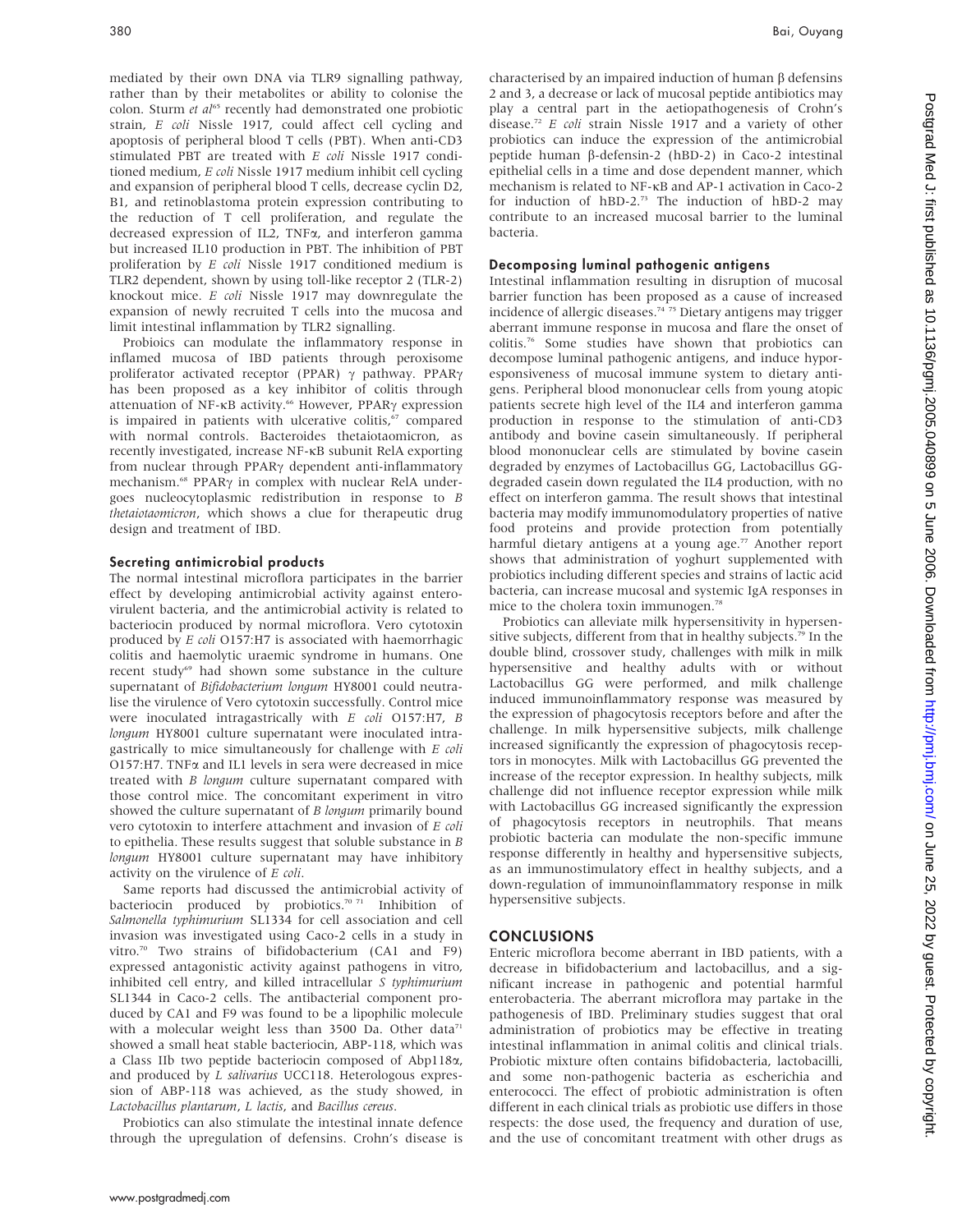mediated by their own DNA via TLR9 signalling pathway, rather than by their metabolites or ability to colonise the colon. Sturm *et al*[65] recently had demonstrated one probiotic strain, *E coli* Nissle 1917, could affect cell cycling and apoptosis of peripheral blood T cells (PBT). When anti-CD3 stimulated PBT are treated with *E coli* Nissle 1917 conditioned medium, *E coli* Nissle 1917 medium inhibit cell cycling and expansion of peripheral blood T cells, decrease cyclin D2, B1, and retinoblastoma protein expression contributing to the reduction of T cell proliferation, and regulate the decreased expression of IL2, TNFα, and interferon gamma but increased IL10 production in PBT. The inhibition of PBT proliferation by *E coli* Nissle 1917 conditioned medium is TLR2 dependent, shown by using toll-like receptor 2 (TLR-2) knockout mice. *E coli* Nissle 1917 may downregulate the expansion of newly recruited T cells into the mucosa and limit intestinal inflammation by TLR2 signalling.

Probioics can modulate the inflammatory response in inflamed mucosa of IBD patients through peroxisome proliferator activated receptor (PPAR) γ pathway. PPARγ has been proposed as a key inhibitor of colitis through attenuation of NF-κB activity.[66] However, PPARγ expression is impaired in patients with ulcerative colitis,[67] compared with normal controls. Bacteroides thetaiotaomicron, as recently investigated, increase NF-κB subunit RelA exporting from nuclear through PPARγ dependent anti-inflammatory mechanism.[68] PPARγ in complex with nuclear RelA undergoes nucleocytoplasmic redistribution in response to *B thetaiotaomicron*, which shows a clue for therapeutic drug design and treatment of IBD.

### Secreting antimicrobial products

The normal intestinal microflora participates in the barrier effect by developing antimicrobial activity against enterovirulent bacteria, and the antimicrobial activity is related to bacteriocin produced by normal microflora. Vero cytotoxin produced by *E coli* O157:H7 is associated with haemorrhagic colitis and haemolytic uraemic syndrome in humans. One recent study[69] had shown some substance in the culture supernatant of *Bifidobacterium longum* HY8001 could neutralise the virulence of Vero cytotoxin successfully. Control mice were inoculated intragastrically with *E coli* O157:H7, *B longum* HY8001 culture supernatant were inoculated intragastrically to mice simultaneously for challenge with *E coli* O157:H7. TNFα and IL1 levels in sera were decreased in mice treated with *B longum* culture supernatant compared with those control mice. The concomitant experiment in vitro showed the culture supernatant of *B longum* primarily bound vero cytotoxin to interfere attachment and invasion of *E coli* to epithelia. These results suggest that soluble substance in *B longum* HY8001 culture supernatant may have inhibitory activity on the virulence of *E coli*.

Same reports had discussed the antimicrobial activity of bacteriocin produced by probiotics.[70 71] Inhibition of *Salmonella typhimurium* SL1334 for cell association and cell invasion was investigated using Caco-2 cells in a study in vitro.[70] Two strains of bifidobacterium (CA1 and F9) expressed antagonistic activity against pathogens in vitro, inhibited cell entry, and killed intracellular *S typhimurium* SL1344 in Caco-2 cells. The antibacterial component produced by CA1 and F9 was found to be a lipophilic molecule with a molecular weight less than 3500 Da. Other data[71] showed a small heat stable bacteriocin, ABP-118, which was a Class IIb two peptide bacteriocin composed of Abp118α, and produced by *L salivarius* UCC118. Heterologous expression of ABP-118 was achieved, as the study showed, in *Lactobacillus plantarum*, *L lactis*, and *Bacillus cereus*.

Probiotics can also stimulate the intestinal innate defence through the upregulation of defensins. Crohn's disease is characterised by an impaired induction of human β defensins 2 and 3, a decrease or lack of mucosal peptide antibiotics may play a central part in the aetiopathogenesis of Crohn's disease.[72] *E coli* strain Nissle 1917 and a variety of other probiotics can induce the expression of the antimicrobial peptide human β-defensin-2 (hBD-2) in Caco-2 intestinal epithelial cells in a time and dose dependent manner, which mechanism is related to NF-κB and AP-1 activation in Caco-2 for induction of hBD-2.[73] The induction of hBD-2 may contribute to an increased mucosal barrier to the luminal bacteria.

### Decomposing luminal pathogenic antigens

Intestinal inflammation resulting in disruption of mucosal barrier function has been proposed as a cause of increased incidence of allergic diseases.[74 75] Dietary antigens may trigger aberrant immune response in mucosa and flare the onset of colitis.[76] Some studies have shown that probiotics can decompose luminal pathogenic antigens, and induce hyporesponsiveness of mucosal immune system to dietary antigens. Peripheral blood mononuclear cells from young atopic patients secrete high level of the IL4 and interferon gamma production in response to the stimulation of anti-CD3 antibody and bovine casein simultaneously. If peripheral blood mononuclear cells are stimulated by bovine casein degraded by enzymes of Lactobacillus GG, Lactobacillus GG-degraded casein down regulated the IL4 production, with no effect on interferon gamma. The result shows that intestinal bacteria may modify immunomodulatory properties of native food proteins and provide protection from potentially harmful dietary antigens at a young age.[77] Another report shows that administration of yoghurt supplemented with probiotics including different species and strains of lactic acid bacteria, can increase mucosal and systemic IgA responses in mice to the cholera toxin immunogen.[78]

Probiotics can alleviate milk hypersensitivity in hypersensitive subjects, different from that in healthy subjects.[79] In the double blind, crossover study, challenges with milk in milk hypersensitive and healthy adults with or without Lactobacillus GG were performed, and milk challenge induced immunoinflammatory response was measured by the expression of phagocytosis receptors before and after the challenge. In milk hypersensitive subjects, milk challenge increased significantly the expression of phagocytosis receptors in monocytes. Milk with Lactobacillus GG prevented the increase of the receptor expression. In healthy subjects, milk challenge did not influence receptor expression while milk with Lactobacillus GG increased significantly the expression of phagocytosis receptors in neutrophils. That means probiotic bacteria can modulate the non-specific immune response differently in healthy and hypersensitive subjects, as an immunostimulatory effect in healthy subjects, and a down-regulation of immunoinflammatory response in milk hypersensitive subjects.

## CONCLUSIONS

Enteric microflora become aberrant in IBD patients, with a decrease in bifidobacterium and lactobacillus, and a significant increase in pathogenic and potential harmful enterobacteria. The aberrant microflora may partake in the pathogenesis of IBD. Preliminary studies suggest that oral administration of probiotics may be effective in treating intestinal inflammation in animal colitis and clinical trials. Probiotic mixture often contains bifidobacteria, lactobacilli, and some non-pathogenic bacteria as escherichia and enterococci. The effect of probiotic administration is often different in each clinical trials as probiotic use differs in those respects: the dose used, the frequency and duration of use, and the use of concomitant treatment with other drugs as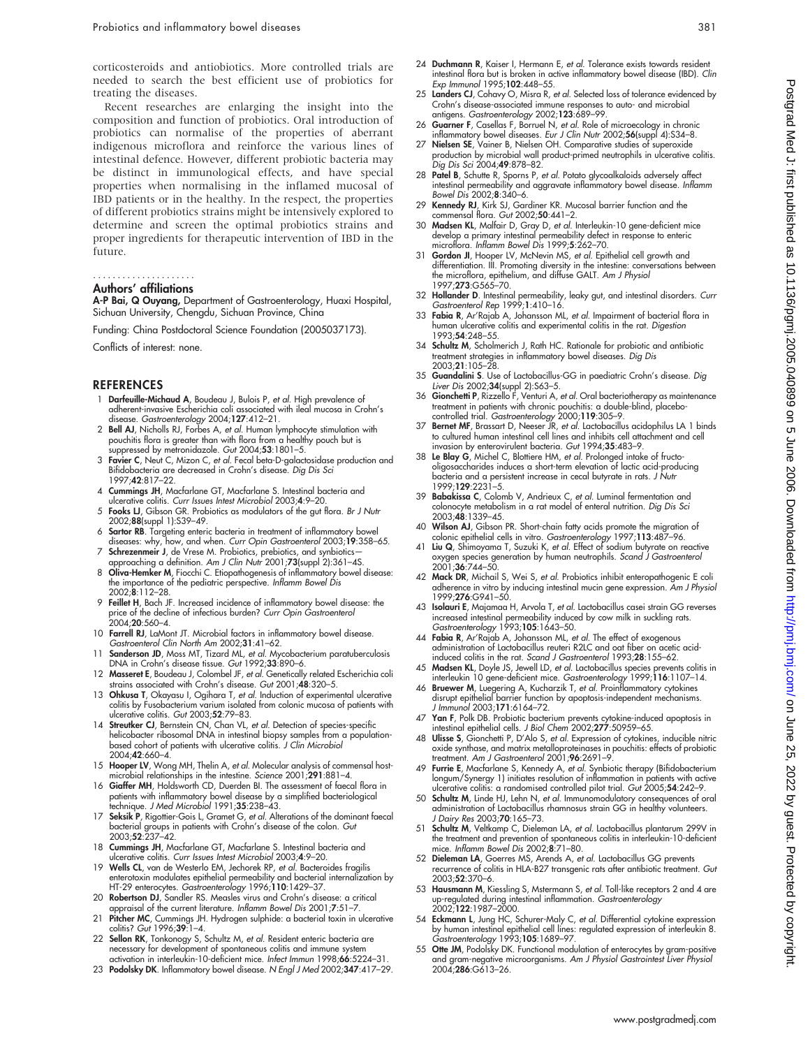corticosteroids and antibiotics. More controlled trials are needed to search the best efficient use of probiotics for treating the diseases.

Recent researches are enlarging the insight into the composition and function of probiotics. Oral introduction of probiotics can normalise of the properties of aberrant indigenous microflora and reinforce the various lines of intestinal defence. However, different probiotic bacteria may be distinct in immunological effects, and have special properties when normalising in the inflamed mucosal of IBD patients or in the healthy. In the respect, the properties of different probiotics strains might be intensively explored to determine and screen the optimal probiotics strains and proper ingredients for therapeutic intervention of IBD in the future.

### Authors' affiliations

**A-P Bai, Q Ouyang,** Department of Gastroenterology, Huaxi Hospital, Sichuan University, Chengdu, Sichuan Province, China

Funding: China Postdoctoral Science Foundation (2005037173).

Conflicts of interest: none.

## REFERENCES

1. **Darfeuille-Michaud A**, Boudeau J, Bulois P, *et al*. High prevalence of adherent-invasive Escherichia coli associated with ileal mucosa in Crohn's disease. *Gastroenterology* 2004;**127**:412–21.
2. **Bell AJ**, Nicholls RJ, Forbes A, *et al*. Human lymphocyte stimulation with pouchitis flora is greater than with flora from a healthy pouch but is suppressed by metronidazole. *Gut* 2004;**53**:1801–5.
3. **Favier C**, Neut C, Mizon C, *et al*. Fecal beta-D-galactosidase production and Bifidobacteria are decreased in Crohn's disease. *Dig Dis Sci* 1997;**42**:817–22.
4. **Cummings JH**, Macfarlane GT, Macfarlane S. Intestinal bacteria and ulcerative colitis. *Curr Issues Intest Microbiol* 2003;**4**:9–20.
5. **Fooks LJ**, Gibson GR. Probiotics as modulators of the gut flora. *Br J Nutr* 2002;**88**(suppl 1):S39–49.
6. **Sartor RB**. Targeting enteric bacteria in treatment of inflammatory bowel diseases: why, how, and when. *Curr Opin Gastroenterol* 2003;**19**:358–65.
7. **Schrezenmeir J**, de Vrese M. Probiotics, prebiotics, and synbiotics—approaching a definition. *Am J Clin Nutr* 2001;**73**(suppl 2):361–4S.
8. **Oliva-Hemker M**, Fiocchi C. Etiopathogenesis of inflammatory bowel disease: the importance of the pediatric perspective. *Inflamm Bowel Dis* 2002;**8**:112–28.
9. **Feillet H**, Bach JF. Increased incidence of inflammatory bowel disease: the price of the decline of infectious burden? *Curr Opin Gastroenterol* 2004;**20**:560–4.
10. **Farrell RJ**, LaMont JT. Microbial factors in inflammatory bowel disease. *Gastroenterol Clin North Am* 2002;**31**:41–62.
11. **Sanderson JD**, Moss MT, Tizard ML, *et al*. Mycobacterium paratuberculosis DNA in Crohn's disease tissue. *Gut* 1992;**33**:890–6.
12. **Masseret E**, Boudeau J, Colombel JF, *et al*. Genetically related Escherichia coli strains associated with Crohn's disease. *Gut* 2001;**48**:320–5.
13. **Ohkusa T**, Okayasu I, Ogihara T, *et al*. Induction of experimental ulcerative colitis by Fusobacterium varium isolated from colonic mucosa of patients with ulcerative colitis. *Gut* 2003;**52**:79–83.
14. **Streutker CJ**, Bernstein CN, Chan VL, *et al*. Detection of species-specific helicobacter ribosomal DNA in intestinal biopsy samples from a population-based cohort of patients with ulcerative colitis. *J Clin Microbiol* 2004;**42**:660–4.
15. **Hooper LV**, Wong MH, Thelin A, *et al*. Molecular analysis of commensal host-microbial relationships in the intestine. *Science* 2001;**291**:881–4.
16. **Giaffer MH**, Holdsworth CD, Duerden BI. The assessment of faecal flora in patients with inflammatory bowel disease by a simplified bacteriological technique. *J Med Microbiol* 1991;**35**:238–43.
17. **Seksik P**, Rigottier-Gois L, Gramet G, *et al*. Alterations of the dominant faecal bacterial groups in patients with Crohn's disease of the colon. *Gut* 2003;**52**:237–42.
18. **Cummings JH**, Macfarlane GT, Macfarlane S. Intestinal bacteria and ulcerative colitis. *Curr Issues Intest Microbiol* 2003;**4**:9–20.
19. **Wells CL**, van de Westerlo EM, Jechorek RP, *et al*. Bacteroides fragilis enterotoxin modulates epithelial permeability and bacterial internalization by HT-29 enterocytes. *Gastroenterology* 1996;**110**:1429–37.
20. **Robertson DJ**, Sandler RS. Measles virus and Crohn's disease: a critical appraisal of the current literature. *Inflamm Bowel Dis* 2001;**7**:51–7.
21. **Pitcher MC**, Cummings JH. Hydrogen sulphide: a bacterial toxin in ulcerative colitis? *Gut* 1996;**39**:1–4.
22. **Sellon RK**, Tonkonogy S, Schultz M, *et al*. Resident enteric bacteria are necessary for development of spontaneous colitis and immune system activation in interleukin-10-deficient mice. *Infect Immun* 1998;**66**:5224–31.
23. **Podolsky DK**. Inflammatory bowel disease. *N Engl J Med* 2002;**347**:417–29.
24. **Duchmann R**, Kaiser I, Hermann E, *et al*. Tolerance exists towards resident intestinal flora but is broken in active inflammatory bowel disease (IBD). *Clin Exp Immunol* 1995;**102**:448–55.
25. **Landers CJ**, Cohavy O, Misra R, *et al*. Selected loss of tolerance evidenced by Crohn's disease-associated immune responses to auto- and microbial antigens. *Gastroenterology* 2002;**123**:689–99.
26. **Guarner F**, Casellas F, Borruel N, *et al*. Role of microecology in chronic inflammatory bowel diseases. *Eur J Clin Nutr* 2002;**56**(suppl 4):S34–8.
27. **Nielsen SE**, Vainer B, Nielsen OH. Comparative studies of superoxide production by microbial wall product-primed neutrophils in ulcerative colitis. *Dig Dis Sci* 2004;**49**:878–82.
28. **Patel B**, Schutte R, Sporns P, *et al*. Potato glycoalkaloids adversely affect intestinal permeability and aggravate inflammatory bowel disease. *Inflamm Bowel Dis* 2002;**8**:340–6.
29. **Kennedy RJ**, Kirk SJ, Gardiner KR. Mucosal barrier function and the commensal flora. *Gut* 2002;**50**:441–2.
30. **Madsen KL**, Malfair D, Gray D, *et al*. Interleukin-10 gene-deficient mice develop a primary intestinal permeability defect in response to enteric microflora. *Inflamm Bowel Dis* 1999;**5**:262–70.
31. **Gordon JI**, Hooper LV, McNevin MS, *et al*. Epithelial cell growth and differentiation. III. Promoting diversity in the intestine: conversations between the microflora, epithelium, and diffuse GALT. *Am J Physiol* 1997;**273**:G565–70.
32. **Hollander D**. Intestinal permeability, leaky gut, and intestinal disorders. *Curr Gastroenterol Rep* 1999;**1**:410–16.
33. **Fabia R**, Ar'Rajab A, Johansson ML, *et al*. Impairment of bacterial flora in human ulcerative colitis and experimental colitis in the rat. *Digestion* 1993;**54**:248–55.
34. **Schultz M**, Scholmerich J, Rath HC. Rationale for probiotic and antibiotic treatment strategies in inflammatory bowel diseases. *Dig Dis* 2003;**21**:105–28.
35. **Guandalini S**. Use of Lactobacillus-GG in paediatric Crohn's disease. *Dig Liver Dis* 2002;**34**(suppl 2):S63–5.
36. **Gionchetti P**, Rizzello F, Venturi A, *et al*. Oral bacteriotherapy as maintenance treatment in patients with chronic pouchitis: a double-blind, placebo-controlled trial. *Gastroenterology* 2000;**119**:305–9.
37. **Bernet MF**, Brassart D, Neeser JR, *et al*. Lactobacillus acidophilus LA 1 binds to cultured human intestinal cell lines and inhibits cell attachment and cell invasion by enterovirulent bacteria. *Gut* 1994;**35**:483–9.
38. **Le Blay G**, Michel C, Blottiere HM, *et al*. Prolonged intake of fructo-oligosaccharides induces a short-term elevation of lactic acid-producing bacteria and a persistent increase in cecal butyrate in rats. *J Nutr* 1999;**129**:2231–5.
39. **Babakissa C**, Colomb V, Andrieux C, *et al*. Luminal fermentation and colonocyte metabolism in a rat model of enteral nutrition. *Dig Dis Sci* 2003;**48**:1339–45.
40. **Wilson AJ**, Gibson PR. Short-chain fatty acids promote the migration of colonic epithelial cells in vitro. *Gastroenterology* 1997;**113**:487–96.
41. **Liu Q**, Shimoyama T, Suzuki K, *et al*. Effect of sodium butyrate on reactive oxygen species generation by human neutrophils. *Scand J Gastroenterol* 2001;**36**:744–50.
42. **Mack DR**, Michail S, Wei S, *et al*. Probiotics inhibit enteropathogenic E coli adherence in vitro by inducing intestinal mucin gene expression. *Am J Physiol* 1999;**276**:G941–50.
43. **Isolauri E**, Majamaa H, Arvola T, *et al*. Lactobacillus casei strain GG reverses increased intestinal permeability induced by cow milk in suckling rats. *Gastroenterology* 1993;**105**:1643–50.
44. **Fabia R**, Ar'Rajab A, Johansson ML, *et al*. The effect of exogenous administration of Lactobacillus reuteri R2LC and oat fiber on acetic acid-induced colitis in the rat. *Scand J Gastroenterol* 1993;**28**:155–62.
45. **Madsen KL**, Doyle JS, Jewell LD, *et al*. Lactobacillus species prevents colitis in interleukin 10 gene-deficient mice. *Gastroenterology* 1999;**116**:1107–14.
46. **Bruewer M**, Luegering A, Kucharzik T, *et al*. Proinflammatory cytokines disrupt epithelial barrier function by apoptosis-independent mechanisms. *J Immunol* 2003;**171**:6164–72.
47. **Yan F**, Polk DB. Probiotic bacterium prevents cytokine-induced apoptosis in intestinal epithelial cells. *J Biol Chem* 2002;**277**:50959–65.
48. **Ulisse S**, Gionchetti P, D'Alo S, *et al*. Expression of cytokines, inducible nitric oxide synthase, and matrix metalloproteinases in pouchitis: effects of probiotic treatment. *Am J Gastroenterol* 2001;**96**:2691–9.
49. **Furrie E**, Macfarlane S, Kennedy A, *et al*. Synbiotic therapy (Bifidobacterium longum/Synergy 1) initiates resolution of inflammation in patients with active ulcerative colitis: a randomised controlled pilot trial. *Gut* 2005;**54**:242–9.
50. **Schultz M**, Linde HJ, Lehn N, *et al*. Immunomodulatory consequences of oral administration of Lactobacillus rhamnosus strain GG in healthy volunteers. *J Dairy Res* 2003;**70**:165–73.
51. **Schultz M**, Veltkamp C, Dieleman LA, *et al*. Lactobacillus plantarum 299V in the treatment and prevention of spontaneous colitis in interleukin-10-deficient mice. *Inflamm Bowel Dis* 2002;**8**:71–80.
52. **Dieleman LA**, Goerres MS, Arends A, *et al*. Lactobacillus GG prevents recurrence of colitis in HLA-B27 transgenic rats after antibiotic treatment. *Gut* 2003;**52**:370–6.
53. **Hausmann M**, Kiessling S, Mstermann S, *et al*. Toll-like receptors 2 and 4 are up-regulated during intestinal inflammation. *Gastroenterology* 2002;**122**:1987–2000.
54. **Eckmann L**, Jung HC, Schurer-Maly C, *et al*. Differential cytokine expression by human intestinal epithelial cell lines: regulated expression of interleukin 8. *Gastroenterology* 1993;**105**:1689–97.
55. **Otte JM**, Podolsky DK. Functional modulation of enterocytes by gram-positive and gram-negative microorganisms. *Am J Physiol Gastrointest Liver Physiol* 2004;**286**:G613–26.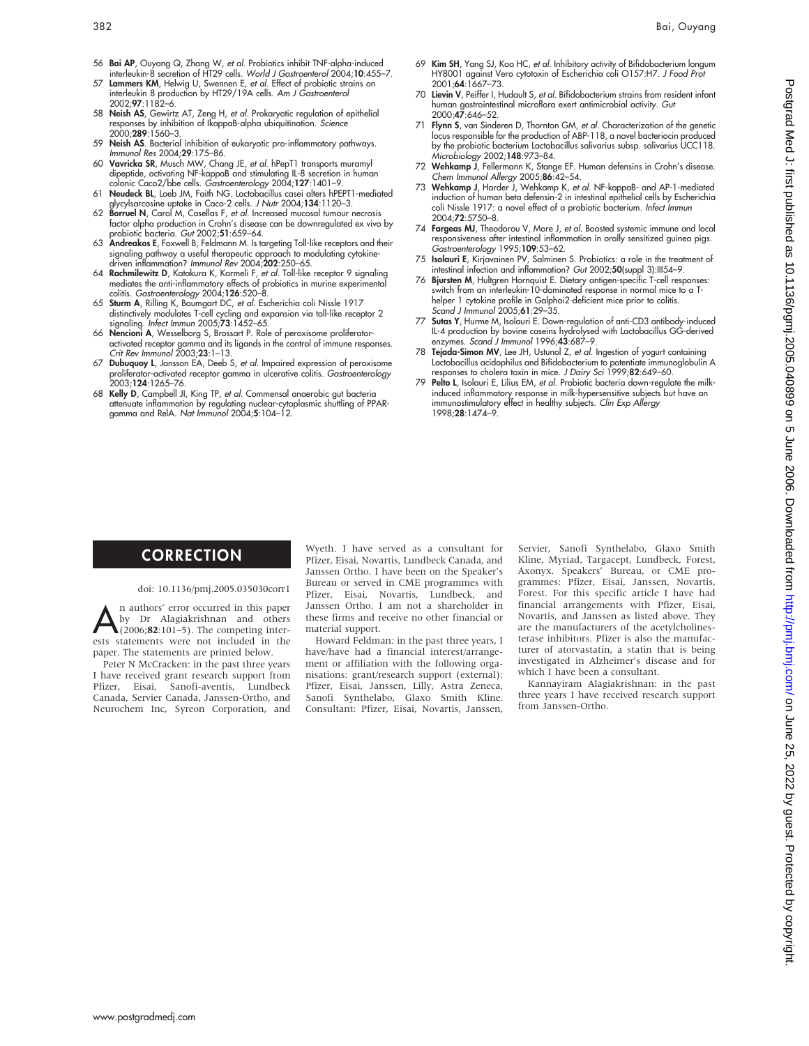56 **Bai AP**, Ouyang Q, Zhang W, *et al*. Probiotics inhibit TNF-alpha-induced interleukin-8 secretion of HT29 cells. *World J Gastroenterol* 2004;**10**:455–7.

57 **Lammers KM**, Helwig U, Swennen E, *et al*. Effect of probiotic strains on interleukin 8 production by HT29/19A cells. *Am J Gastroenterol* 2002;**97**:1182–6.

58 **Neish AS**, Gewirtz AT, Zeng H, *et al*. Prokaryotic regulation of epithelial responses by inhibition of IkappaB-alpha ubiquitination. *Science* 2000;**289**:1560–3.

59 **Neish AS**. Bacterial inhibition of eukaryotic pro-inflammatory pathways. *Immunol Res* 2004;**29**:175–86.

60 **Vavricka SR**, Musch MW, Chang JE, *et al*. hPepT1 transports muramyl dipeptide, activating NF-kappaB and stimulating IL-8 secretion in human colonic Caco2/bbe cells. *Gastroenterology* 2004;**127**:1401–9.

61 **Neudeck BL**, Loeb JM, Faith NG. Lactobacillus casei alters hPEPT1-mediated glycylsarcosine uptake in Caco-2 cells. *J Nutr* 2004;**134**:1120–3.

62 **Borruel N**, Carol M, Casellas F, *et al*. Increased mucosal tumour necrosis factor alpha production in Crohn's disease can be downregulated ex vivo by probiotic bacteria. *Gut* 2002;**51**:659–64.

63 **Andreakos E**, Foxwell B, Feldmann M. Is targeting Toll-like receptors and their signaling pathway a useful therapeutic approach to modulating cytokine-driven inflammation? *Immunol Rev* 2004;**202**:250–65.

64 **Rachmilewitz D**, Katakura K, Karmeli F, *et al*. Toll-like receptor 9 signaling mediates the anti-inflammatory effects of probiotics in murine experimental colitis. *Gastroenterology* 2004;**126**:520–8.

65 **Sturm A**, Rilling K, Baumgart DC, *et al*. Escherichia coli Nissle 1917 distinctively modulates T-cell cycling and expansion via toll-like receptor 2 signaling. *Infect Immun* 2005;**73**:1452–65.

66 **Nencioni A**, Wesselborg S, Brossart P. Role of peroxisome proliferator-activated receptor gamma and its ligands in the control of immune responses. *Crit Rev Immunol* 2003;**23**:1–13.

67 **Dubuquoy L**, Jansson EA, Deeb S, *et al*. Impaired expression of peroxisome proliferator-activated receptor gamma in ulcerative colitis. *Gastroenterology* 2003;**124**:1265–76.

68 **Kelly D**, Campbell JI, King TP, *et al*. Commensal anaerobic gut bacteria attenuate inflammation by regulating nuclear-cytoplasmic shuttling of PPAR-gamma and RelA. *Nat Immunol* 2004;**5**:104–12.

69 **Kim SH**, Yang SJ, Koo HC, *et al*. Inhibitory activity of Bifidobacterium longum HY8001 against Vero cytotoxin of Escherichia coli O157:H7. *J Food Prot* 2001;**64**:1667–73.

70 **Lievin V**, Peiffer I, Hudault S, *et al*. Bifidobacterium strains from resident infant human gastrointestinal microflora exert antimicrobial activity. *Gut* 2000;**47**:646–52.

71 **Flynn S**, van Sinderen D, Thornton GM, *et al*. Characterization of the genetic locus responsible for the production of ABP-118, a novel bacteriocin produced by the probiotic bacterium Lactobacillus salivarius subsp. salivarius UCC118. *Microbiology* 2002;**148**:973–84.

72 **Wehkamp J**, Fellermann K, Stange EF. Human defensins in Crohn's disease. *Chem Immunol Allergy* 2005;**86**:42–54.

73 **Wehkamp J**, Harder J, Wehkamp K, *et al*. NF-kappaB- and AP-1-mediated induction of human beta defensin-2 in intestinal epithelial cells by Escherichia coli Nissle 1917: a novel effect of a probiotic bacterium. *Infect Immun* 2004;**72**:5750–8.

74 **Fargeas MJ**, Theodorou V, More J, *et al*. Boosted systemic immune and local responsiveness after intestinal inflammation in orally sensitized guinea pigs. *Gastroenterology* 1995;**109**:53–62.

75 **Isolauri E**, Kirjavainen PV, Salminen S. Probiotics: a role in the treatment of intestinal infection and inflammation? *Gut* 2002;**50**(suppl 3):III54–9.

76 **Bjursten M**, Hultgren Hornquist E. Dietary antigen-specific T-cell responses: switch from an interleukin-10-dominated response in normal mice to a T-helper 1 cytokine profile in Galphai2-deficient mice prior to colitis. *Scand J Immunol* 2005;**61**:29–35.

77 **Sutas Y**, Hurme M, Isolauri E. Down-regulation of anti-CD3 antibody-induced IL-4 production by bovine caseins hydrolysed with Lactobacillus GG-derived enzymes. *Scand J Immunol* 1996;**43**:687–9.

78 **Tejada-Simon MV**, Lee JH, Ustunol Z, *et al*. Ingestion of yogurt containing Lactobacillus acidophilus and Bifidobacterium to potentiate immunoglobulin A responses to cholera toxin in mice. *J Dairy Sci* 1999;**82**:649–60.

79 **Pelto L**, Isolauri E, Lilius EM, *et al*. Probiotic bacteria down-regulate the milk-induced inflammatory response in milk-hypersensitive subjects but have an immunostimulatory effect in healthy subjects. *Clin Exp Allergy* 1998;**28**:1474–9.

## CORRECTION

doi: 10.1136/pmj.2005.035030corr1

An authors' error occurred in this paper by Dr Alagiakrishnan and others (2006;**82**:101–5). The competing interests statements were not included in the paper. The statements are printed below.

Peter N McCracken: in the past three years I have received grant research support from Pfizer, Eisai, Sanofi-aventis, Lundbeck Canada, Servier Canada, Janssen-Ortho, and Neurochem Inc, Syreon Corporation, and Wyeth. I have served as a consultant for Pfizer, Eisai, Novartis, Lundbeck Canada, and Janssen Ortho. I have been on the Speaker's Bureau or served in CME programmes with Pfizer, Eisai, Novartis, Lundbeck, and Janssen Ortho. I am not a shareholder in these firms and receive no other financial or material support.

Howard Feldman: in the past three years, I have/have had a financial interest/arrangement or affiliation with the following organisations: grant/research support (external): Pfizer, Eisai, Janssen, Lilly, Astra Zeneca, Sanofi Synthelabo, Glaxo Smith Kline. Consultant: Pfizer, Eisai, Novartis, Janssen, Servier, Sanofi Synthelabo, Glaxo Smith Kline, Myriad, Targacept, Lundbeck, Forest, Axonyx. Speakers' Bureau, or CME programmes: Pfizer, Eisai, Janssen, Novartis, Forest. For this specific article I have had financial arrangements with Pfizer, Eisai, Novartis, and Janssen as listed above. They are the manufacturers of the acetylcholinesterase inhibitors. Pfizer is also the manufacturer of atorvastatin, a statin that is being investigated in Alzheimer's disease and for which I have been a consultant.

Kannayiram Alagiakrishnan: in the past three years I have received research support from Janssen-Ortho.